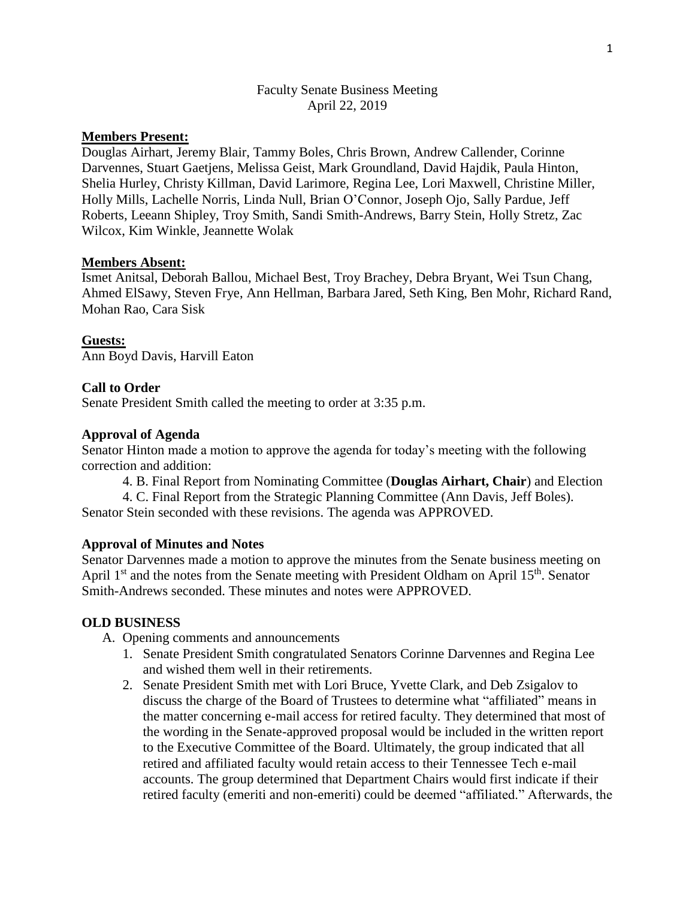Faculty Senate Business Meeting
April 22, 2019

**Members Present:**
Douglas Airhart, Jeremy Blair, Tammy Boles, Chris Brown, Andrew Callender, Corinne Darvennes, Stuart Gaetjens, Melissa Geist, Mark Groundland, David Hajdik, Paula Hinton, Shelia Hurley, Christy Killman, David Larimore, Regina Lee, Lori Maxwell, Christine Miller, Holly Mills, Lachelle Norris, Linda Null, Brian O'Connor, Joseph Ojo, Sally Pardue, Jeff Roberts, Leeann Shipley, Troy Smith, Sandi Smith-Andrews, Barry Stein, Holly Stretz, Zac Wilcox, Kim Winkle, Jeannette Wolak

**Members Absent:**
Ismet Anitsal, Deborah Ballou, Michael Best, Troy Brachey, Debra Bryant, Wei Tsun Chang, Ahmed ElSawy, Steven Frye, Ann Hellman, Barbara Jared, Seth King, Ben Mohr, Richard Rand, Mohan Rao, Cara Sisk

**Guests:**
Ann Boyd Davis, Harvill Eaton

**Call to Order**
Senate President Smith called the meeting to order at 3:35 p.m.

**Approval of Agenda**
Senator Hinton made a motion to approve the agenda for today's meeting with the following correction and addition:

4. B. Final Report from Nominating Committee (**Douglas Airhart, Chair**) and Election

4. C. Final Report from the Strategic Planning Committee (Ann Davis, Jeff Boles).

Senator Stein seconded with these revisions. The agenda was APPROVED.

**Approval of Minutes and Notes**
Senator Darvennes made a motion to approve the minutes from the Senate business meeting on April 1st and the notes from the Senate meeting with President Oldham on April 15th. Senator Smith-Andrews seconded. These minutes and notes were APPROVED.

**OLD BUSINESS**

A. Opening comments and announcements
   1. Senate President Smith congratulated Senators Corinne Darvennes and Regina Lee and wished them well in their retirements.
   2. Senate President Smith met with Lori Bruce, Yvette Clark, and Deb Zsigalov to discuss the charge of the Board of Trustees to determine what "affiliated" means in the matter concerning e-mail access for retired faculty. They determined that most of the wording in the Senate-approved proposal would be included in the written report to the Executive Committee of the Board. Ultimately, the group indicated that all retired and affiliated faculty would retain access to their Tennessee Tech e-mail accounts. The group determined that Department Chairs would first indicate if their retired faculty (emeriti and non-emeriti) could be deemed "affiliated." Afterwards, the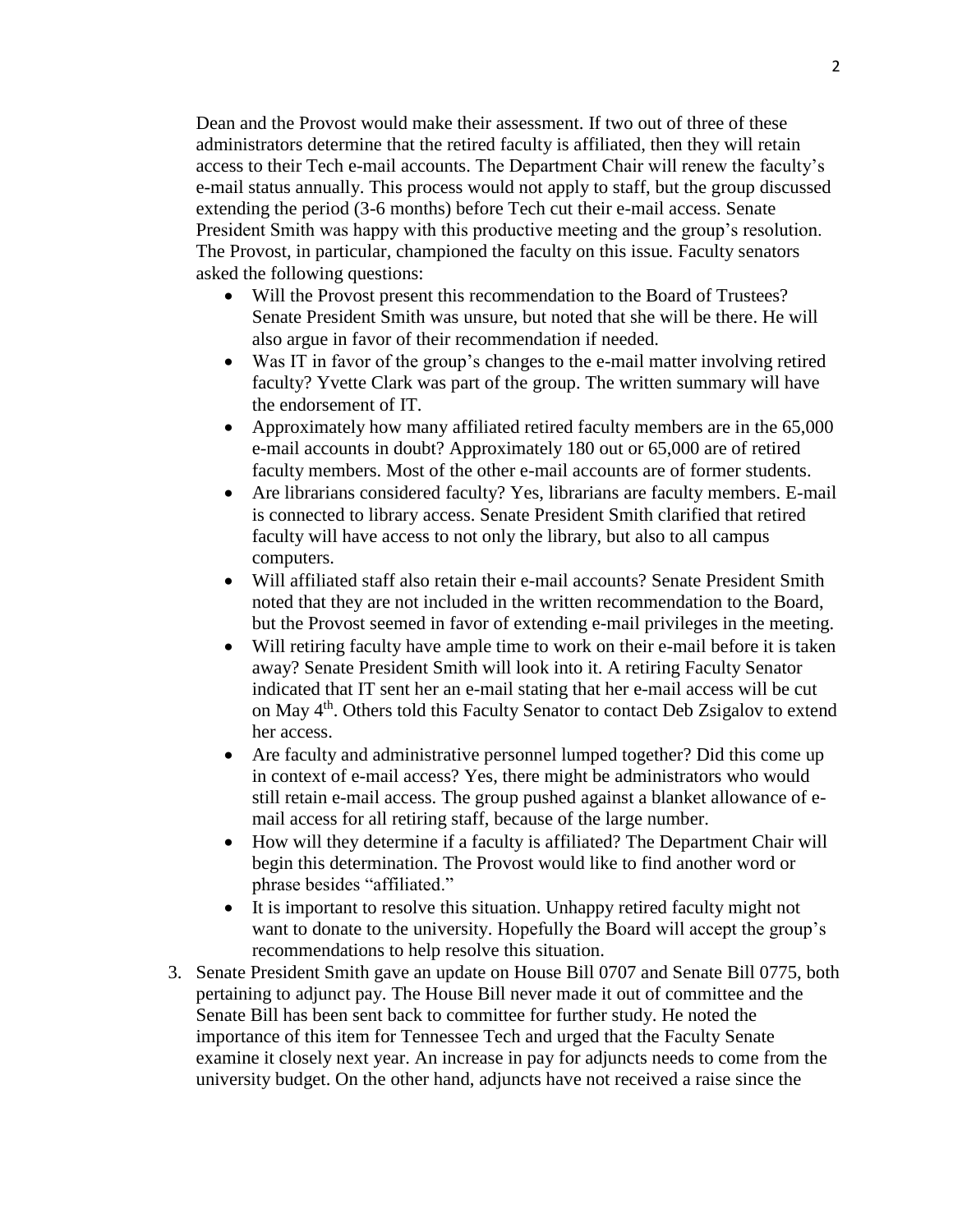Dean and the Provost would make their assessment. If two out of three of these administrators determine that the retired faculty is affiliated, then they will retain access to their Tech e-mail accounts. The Department Chair will renew the faculty's e-mail status annually. This process would not apply to staff, but the group discussed extending the period (3-6 months) before Tech cut their e-mail access. Senate President Smith was happy with this productive meeting and the group's resolution. The Provost, in particular, championed the faculty on this issue. Faculty senators asked the following questions:

- Will the Provost present this recommendation to the Board of Trustees? Senate President Smith was unsure, but noted that she will be there. He will also argue in favor of their recommendation if needed.
- Was IT in favor of the group's changes to the e-mail matter involving retired faculty? Yvette Clark was part of the group. The written summary will have the endorsement of IT.
- Approximately how many affiliated retired faculty members are in the 65,000 e-mail accounts in doubt? Approximately 180 out or 65,000 are of retired faculty members. Most of the other e-mail accounts are of former students.
- Are librarians considered faculty? Yes, librarians are faculty members. E-mail is connected to library access. Senate President Smith clarified that retired faculty will have access to not only the library, but also to all campus computers.
- Will affiliated staff also retain their e-mail accounts? Senate President Smith noted that they are not included in the written recommendation to the Board, but the Provost seemed in favor of extending e-mail privileges in the meeting.
- Will retiring faculty have ample time to work on their e-mail before it is taken away? Senate President Smith will look into it. A retiring Faculty Senator indicated that IT sent her an e-mail stating that her e-mail access will be cut on May 4th. Others told this Faculty Senator to contact Deb Zsigalov to extend her access.
- Are faculty and administrative personnel lumped together? Did this come up in context of e-mail access? Yes, there might be administrators who would still retain e-mail access. The group pushed against a blanket allowance of e-mail access for all retiring staff, because of the large number.
- How will they determine if a faculty is affiliated? The Department Chair will begin this determination. The Provost would like to find another word or phrase besides "affiliated."
- It is important to resolve this situation. Unhappy retired faculty might not want to donate to the university. Hopefully the Board will accept the group's recommendations to help resolve this situation.

3. Senate President Smith gave an update on House Bill 0707 and Senate Bill 0775, both pertaining to adjunct pay. The House Bill never made it out of committee and the Senate Bill has been sent back to committee for further study. He noted the importance of this item for Tennessee Tech and urged that the Faculty Senate examine it closely next year. An increase in pay for adjuncts needs to come from the university budget. On the other hand, adjuncts have not received a raise since the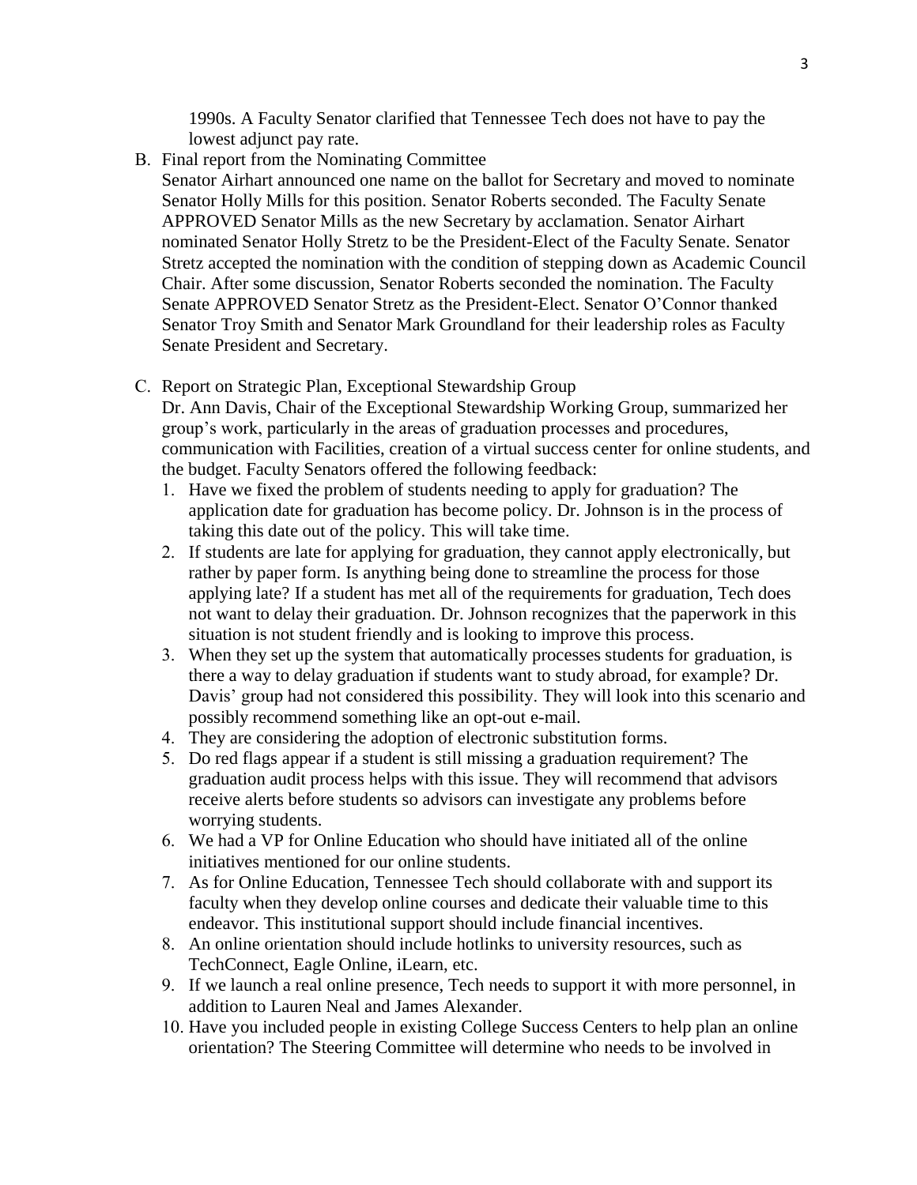1990s. A Faculty Senator clarified that Tennessee Tech does not have to pay the lowest adjunct pay rate.

B. Final report from the Nominating Committee

Senator Airhart announced one name on the ballot for Secretary and moved to nominate Senator Holly Mills for this position. Senator Roberts seconded. The Faculty Senate APPROVED Senator Mills as the new Secretary by acclamation. Senator Airhart nominated Senator Holly Stretz to be the President-Elect of the Faculty Senate. Senator Stretz accepted the nomination with the condition of stepping down as Academic Council Chair. After some discussion, Senator Roberts seconded the nomination. The Faculty Senate APPROVED Senator Stretz as the President-Elect. Senator O'Connor thanked Senator Troy Smith and Senator Mark Groundland for their leadership roles as Faculty Senate President and Secretary.

C. Report on Strategic Plan, Exceptional Stewardship Group

Dr. Ann Davis, Chair of the Exceptional Stewardship Working Group, summarized her group's work, particularly in the areas of graduation processes and procedures, communication with Facilities, creation of a virtual success center for online students, and the budget. Faculty Senators offered the following feedback:

1. Have we fixed the problem of students needing to apply for graduation? The application date for graduation has become policy. Dr. Johnson is in the process of taking this date out of the policy. This will take time.
2. If students are late for applying for graduation, they cannot apply electronically, but rather by paper form. Is anything being done to streamline the process for those applying late? If a student has met all of the requirements for graduation, Tech does not want to delay their graduation. Dr. Johnson recognizes that the paperwork in this situation is not student friendly and is looking to improve this process.
3. When they set up the system that automatically processes students for graduation, is there a way to delay graduation if students want to study abroad, for example? Dr. Davis' group had not considered this possibility. They will look into this scenario and possibly recommend something like an opt-out e-mail.
4. They are considering the adoption of electronic substitution forms.
5. Do red flags appear if a student is still missing a graduation requirement? The graduation audit process helps with this issue. They will recommend that advisors receive alerts before students so advisors can investigate any problems before worrying students.
6. We had a VP for Online Education who should have initiated all of the online initiatives mentioned for our online students.
7. As for Online Education, Tennessee Tech should collaborate with and support its faculty when they develop online courses and dedicate their valuable time to this endeavor. This institutional support should include financial incentives.
8. An online orientation should include hotlinks to university resources, such as TechConnect, Eagle Online, iLearn, etc.
9. If we launch a real online presence, Tech needs to support it with more personnel, in addition to Lauren Neal and James Alexander.
10. Have you included people in existing College Success Centers to help plan an online orientation? The Steering Committee will determine who needs to be involved in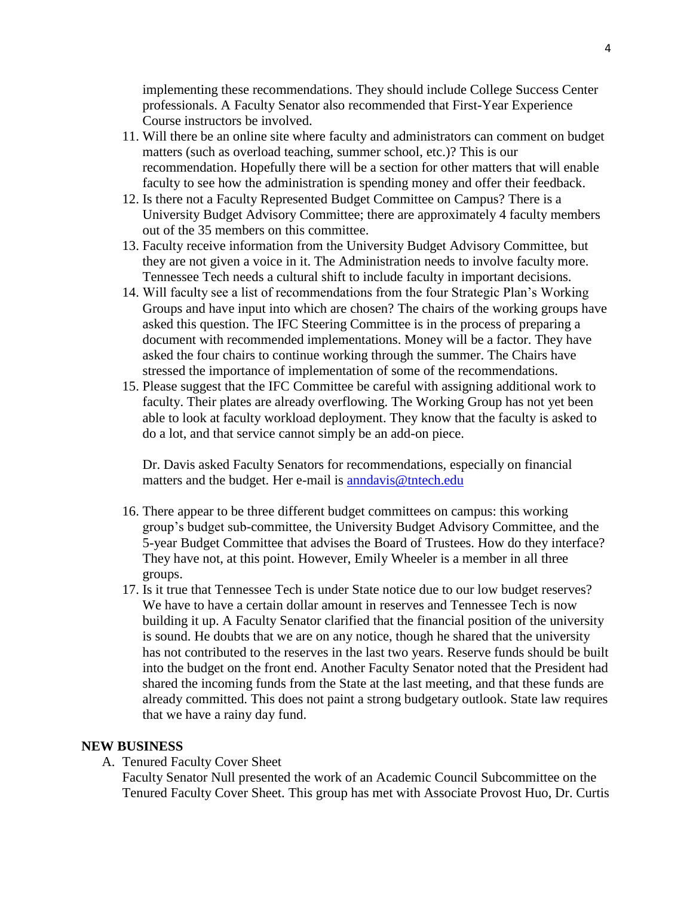implementing these recommendations. They should include College Success Center professionals. A Faculty Senator also recommended that First-Year Experience Course instructors be involved.

11. Will there be an online site where faculty and administrators can comment on budget matters (such as overload teaching, summer school, etc.)? This is our recommendation. Hopefully there will be a section for other matters that will enable faculty to see how the administration is spending money and offer their feedback.
12. Is there not a Faculty Represented Budget Committee on Campus? There is a University Budget Advisory Committee; there are approximately 4 faculty members out of the 35 members on this committee.
13. Faculty receive information from the University Budget Advisory Committee, but they are not given a voice in it. The Administration needs to involve faculty more. Tennessee Tech needs a cultural shift to include faculty in important decisions.
14. Will faculty see a list of recommendations from the four Strategic Plan's Working Groups and have input into which are chosen? The chairs of the working groups have asked this question. The IFC Steering Committee is in the process of preparing a document with recommended implementations. Money will be a factor. They have asked the four chairs to continue working through the summer. The Chairs have stressed the importance of implementation of some of the recommendations.
15. Please suggest that the IFC Committee be careful with assigning additional work to faculty. Their plates are already overflowing. The Working Group has not yet been able to look at faculty workload deployment. They know that the faculty is asked to do a lot, and that service cannot simply be an add-on piece.

    Dr. Davis asked Faculty Senators for recommendations, especially on financial matters and the budget. Her e-mail is anndavis@tntech.edu

16. There appear to be three different budget committees on campus: this working group's budget sub-committee, the University Budget Advisory Committee, and the 5-year Budget Committee that advises the Board of Trustees. How do they interface? They have not, at this point. However, Emily Wheeler is a member in all three groups.
17. Is it true that Tennessee Tech is under State notice due to our low budget reserves? We have to have a certain dollar amount in reserves and Tennessee Tech is now building it up. A Faculty Senator clarified that the financial position of the university is sound. He doubts that we are on any notice, though he shared that the university has not contributed to the reserves in the last two years. Reserve funds should be built into the budget on the front end. Another Faculty Senator noted that the President had shared the incoming funds from the State at the last meeting, and that these funds are already committed. This does not paint a strong budgetary outlook. State law requires that we have a rainy day fund.

## NEW BUSINESS

A. Tenured Faculty Cover Sheet
   Faculty Senator Null presented the work of an Academic Council Subcommittee on the Tenured Faculty Cover Sheet. This group has met with Associate Provost Huo, Dr. Curtis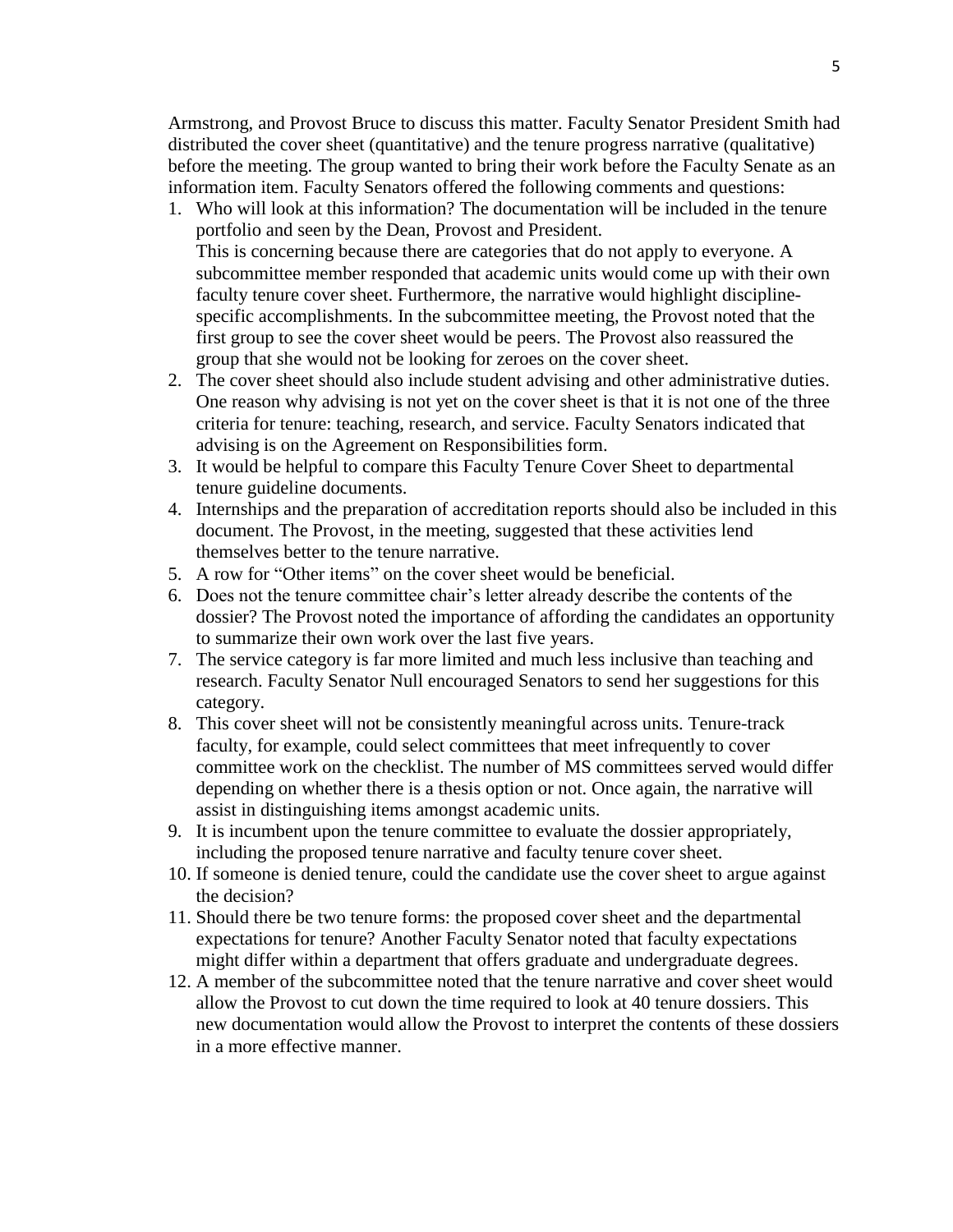Armstrong, and Provost Bruce to discuss this matter. Faculty Senator President Smith had distributed the cover sheet (quantitative) and the tenure progress narrative (qualitative) before the meeting. The group wanted to bring their work before the Faculty Senate as an information item. Faculty Senators offered the following comments and questions:

1. Who will look at this information? The documentation will be included in the tenure portfolio and seen by the Dean, Provost and President.
   This is concerning because there are categories that do not apply to everyone. A subcommittee member responded that academic units would come up with their own faculty tenure cover sheet. Furthermore, the narrative would highlight discipline-specific accomplishments. In the subcommittee meeting, the Provost noted that the first group to see the cover sheet would be peers. The Provost also reassured the group that she would not be looking for zeroes on the cover sheet.
2. The cover sheet should also include student advising and other administrative duties. One reason why advising is not yet on the cover sheet is that it is not one of the three criteria for tenure: teaching, research, and service. Faculty Senators indicated that advising is on the Agreement on Responsibilities form.
3. It would be helpful to compare this Faculty Tenure Cover Sheet to departmental tenure guideline documents.
4. Internships and the preparation of accreditation reports should also be included in this document. The Provost, in the meeting, suggested that these activities lend themselves better to the tenure narrative.
5. A row for "Other items" on the cover sheet would be beneficial.
6. Does not the tenure committee chair's letter already describe the contents of the dossier? The Provost noted the importance of affording the candidates an opportunity to summarize their own work over the last five years.
7. The service category is far more limited and much less inclusive than teaching and research. Faculty Senator Null encouraged Senators to send her suggestions for this category.
8. This cover sheet will not be consistently meaningful across units. Tenure-track faculty, for example, could select committees that meet infrequently to cover committee work on the checklist. The number of MS committees served would differ depending on whether there is a thesis option or not. Once again, the narrative will assist in distinguishing items amongst academic units.
9. It is incumbent upon the tenure committee to evaluate the dossier appropriately, including the proposed tenure narrative and faculty tenure cover sheet.
10. If someone is denied tenure, could the candidate use the cover sheet to argue against the decision?
11. Should there be two tenure forms: the proposed cover sheet and the departmental expectations for tenure? Another Faculty Senator noted that faculty expectations might differ within a department that offers graduate and undergraduate degrees.
12. A member of the subcommittee noted that the tenure narrative and cover sheet would allow the Provost to cut down the time required to look at 40 tenure dossiers. This new documentation would allow the Provost to interpret the contents of these dossiers in a more effective manner.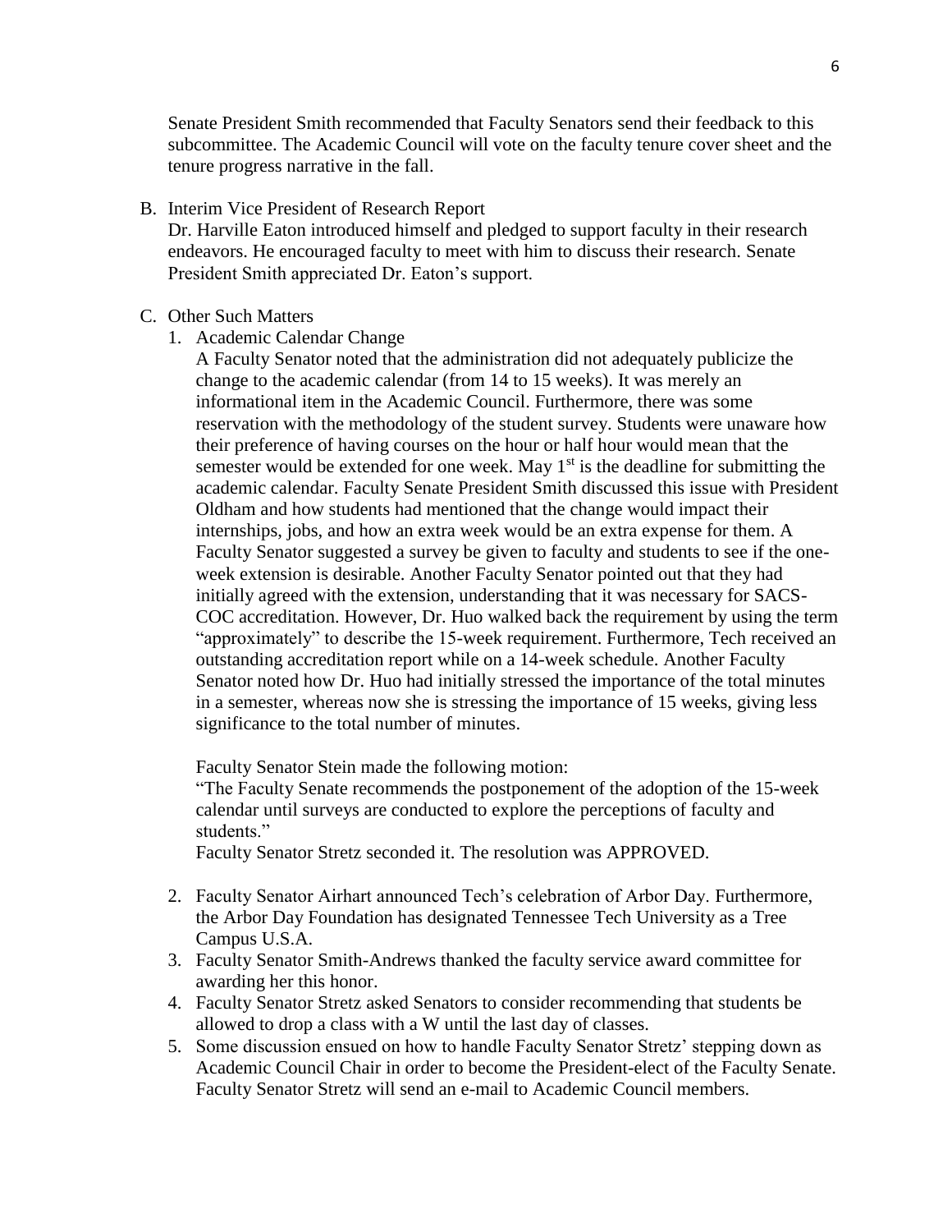Senate President Smith recommended that Faculty Senators send their feedback to this subcommittee. The Academic Council will vote on the faculty tenure cover sheet and the tenure progress narrative in the fall.

B. Interim Vice President of Research Report

Dr. Harville Eaton introduced himself and pledged to support faculty in their research endeavors. He encouraged faculty to meet with him to discuss their research. Senate President Smith appreciated Dr. Eaton's support.

C. Other Such Matters

1. Academic Calendar Change

   A Faculty Senator noted that the administration did not adequately publicize the change to the academic calendar (from 14 to 15 weeks). It was merely an informational item in the Academic Council. Furthermore, there was some reservation with the methodology of the student survey. Students were unaware how their preference of having courses on the hour or half hour would mean that the semester would be extended for one week. May 1st is the deadline for submitting the academic calendar. Faculty Senate President Smith discussed this issue with President Oldham and how students had mentioned that the change would impact their internships, jobs, and how an extra week would be an extra expense for them. A Faculty Senator suggested a survey be given to faculty and students to see if the one-week extension is desirable. Another Faculty Senator pointed out that they had initially agreed with the extension, understanding that it was necessary for SACS-COC accreditation. However, Dr. Huo walked back the requirement by using the term "approximately" to describe the 15-week requirement. Furthermore, Tech received an outstanding accreditation report while on a 14-week schedule. Another Faculty Senator noted how Dr. Huo had initially stressed the importance of the total minutes in a semester, whereas now she is stressing the importance of 15 weeks, giving less significance to the total number of minutes.

   Faculty Senator Stein made the following motion:

   "The Faculty Senate recommends the postponement of the adoption of the 15-week calendar until surveys are conducted to explore the perceptions of faculty and students."

   Faculty Senator Stretz seconded it. The resolution was APPROVED.

2. Faculty Senator Airhart announced Tech's celebration of Arbor Day. Furthermore, the Arbor Day Foundation has designated Tennessee Tech University as a Tree Campus U.S.A.
3. Faculty Senator Smith-Andrews thanked the faculty service award committee for awarding her this honor.
4. Faculty Senator Stretz asked Senators to consider recommending that students be allowed to drop a class with a W until the last day of classes.
5. Some discussion ensued on how to handle Faculty Senator Stretz' stepping down as Academic Council Chair in order to become the President-elect of the Faculty Senate. Faculty Senator Stretz will send an e-mail to Academic Council members.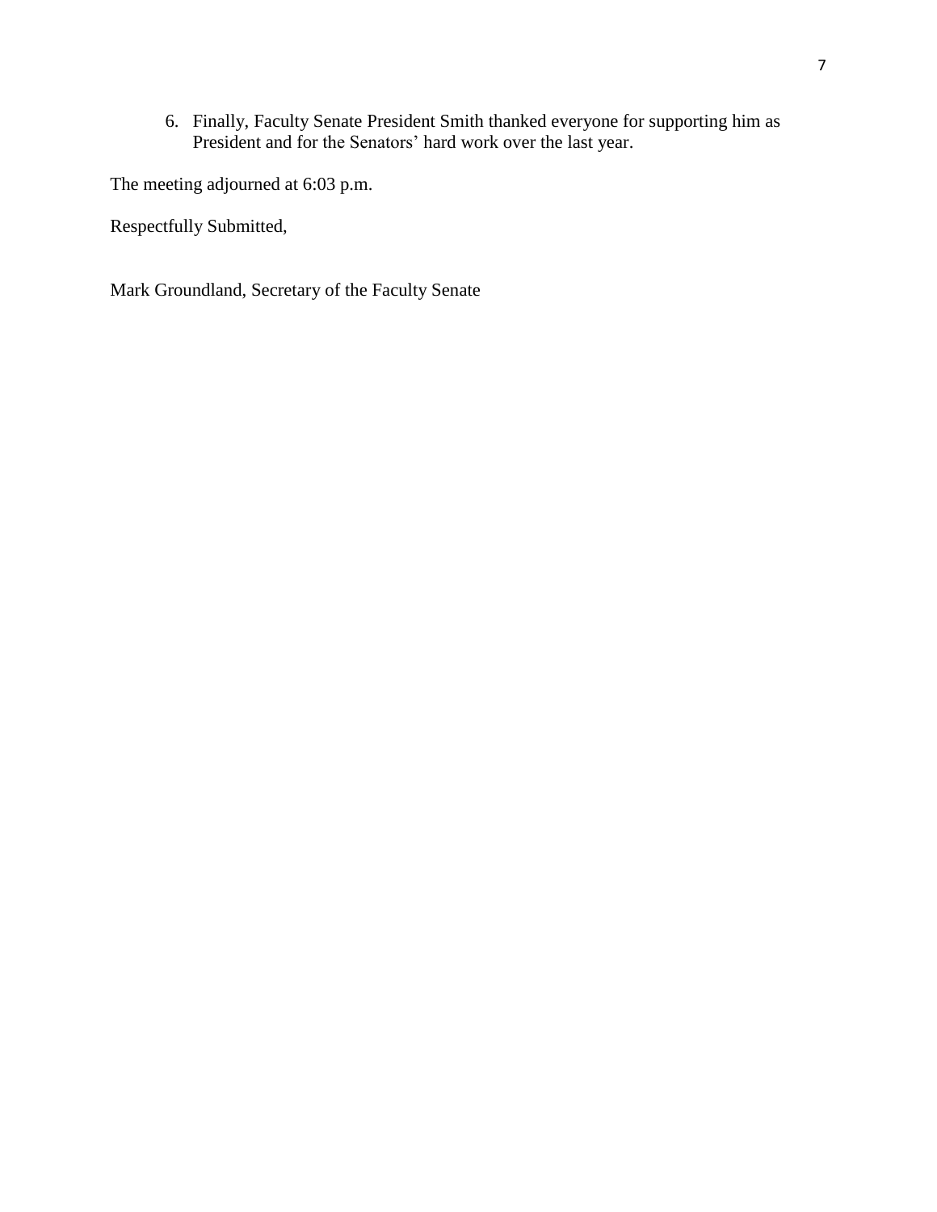6. Finally, Faculty Senate President Smith thanked everyone for supporting him as President and for the Senators' hard work over the last year.

The meeting adjourned at 6:03 p.m.

Respectfully Submitted,

Mark Groundland, Secretary of the Faculty Senate